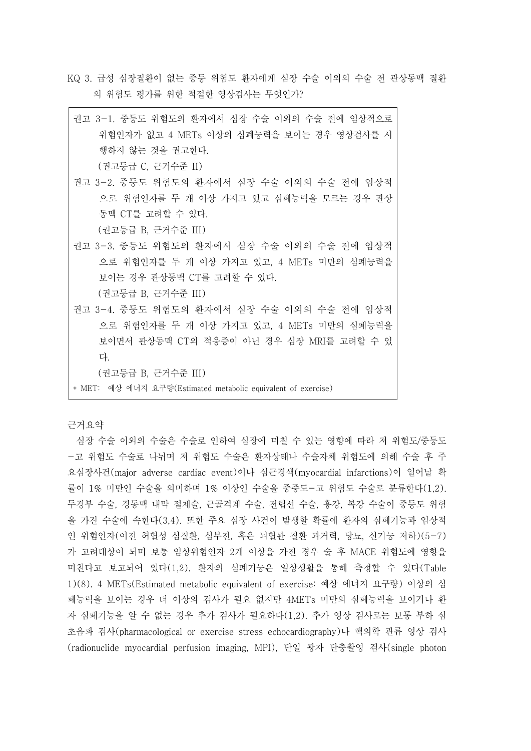KQ 3. 급성 심장질환이 없는 중등 위험도 환자에게 심장 수술 이외의 수술 전 관상동맥 질환의 위험도 평가를 위한 적절한 영상검사는 무엇인가?

> 권고 3-1. 중등도 위험도의 환자에서 심장 수술 이외의 수술 전에 임상적으로 위험인자가 없고 4 METs 이상의 심폐능력을 보이는 경우 영상검사를 시행하지 않는 것을 권고한다.
> (권고등급 C, 근거수준 II)
>
> 권고 3-2. 중등도 위험도의 환자에서 심장 수술 이외의 수술 전에 임상적으로 위험인자를 두 개 이상 가지고 있고 심폐능력을 모르는 경우 관상동맥 CT를 고려할 수 있다.
> (권고등급 B, 근거수준 III)
>
> 권고 3-3. 중등도 위험도의 환자에서 심장 수술 이외의 수술 전에 임상적으로 위험인자를 두 개 이상 가지고 있고, 4 METs 미만의 심폐능력을 보이는 경우 관상동맥 CT를 고려할 수 있다.
> (권고등급 B, 근거수준 III)
>
> 권고 3-4. 중등도 위험도의 환자에서 심장 수술 이외의 수술 전에 임상적으로 위험인자를 두 개 이상 가지고 있고, 4 METs 미만의 심폐능력을 보이면서 관상동맥 CT의 적응증이 아닌 경우 심장 MRI를 고려할 수 있다.
> (권고등급 B, 근거수준 III)
>
> * MET: 예상 에너지 요구량(Estimated metabolic equivalent of exercise)

근거요약

심장 수술 이외의 수술은 수술로 인하여 심장에 미칠 수 있는 영향에 따라 저 위험도/중등도-고 위험도 수술로 나뉘며 저 위험도 수술은 환자상태나 수술자체 위험도에 의해 수술 후 주요심장사건(major adverse cardiac event)이나 심근경색(myocardial infarctions)이 일어날 확률이 1% 미만인 수술을 의미하며 1% 이상인 수술을 중증도-고 위험도 수술로 분류한다(1,2). 두경부 수술, 경동맥 내막 절제술, 근골격계 수술, 전립선 수술, 흉강, 복강 수술이 중등도 위험을 가진 수술에 속한다(3,4). 또한 주요 심장 사건이 발생할 확률에 환자의 심폐기능과 임상적인 위험인자(이전 허혈성 심질환, 심부전, 혹은 뇌혈관 질환 과거력, 당뇨, 신기능 저하)(5-7)가 고려대상이 되며 보통 임상위험인자 2개 이상을 가진 경우 술 후 MACE 위험도에 영향을 미친다고 보고되어 있다(1,2). 환자의 심폐기능은 일상생활을 통해 측정할 수 있다(Table 1)(8). 4 METs(Estimated metabolic equivalent of exercise: 예상 에너지 요구량) 이상의 심폐능력을 보이는 경우 더 이상의 검사가 필요 없지만 4METs 미만의 심폐능력을 보이거나 환자 심폐기능을 알 수 없는 경우 추가 검사가 필요하다(1,2). 추가 영상 검사로는 보통 부하 심초음파 검사(pharmacological or exercise stress echocardiography)나 핵의학 관류 영상 검사(radionuclide myocardial perfusion imaging, MPI), 단일 광자 단층촬영 검사(single photon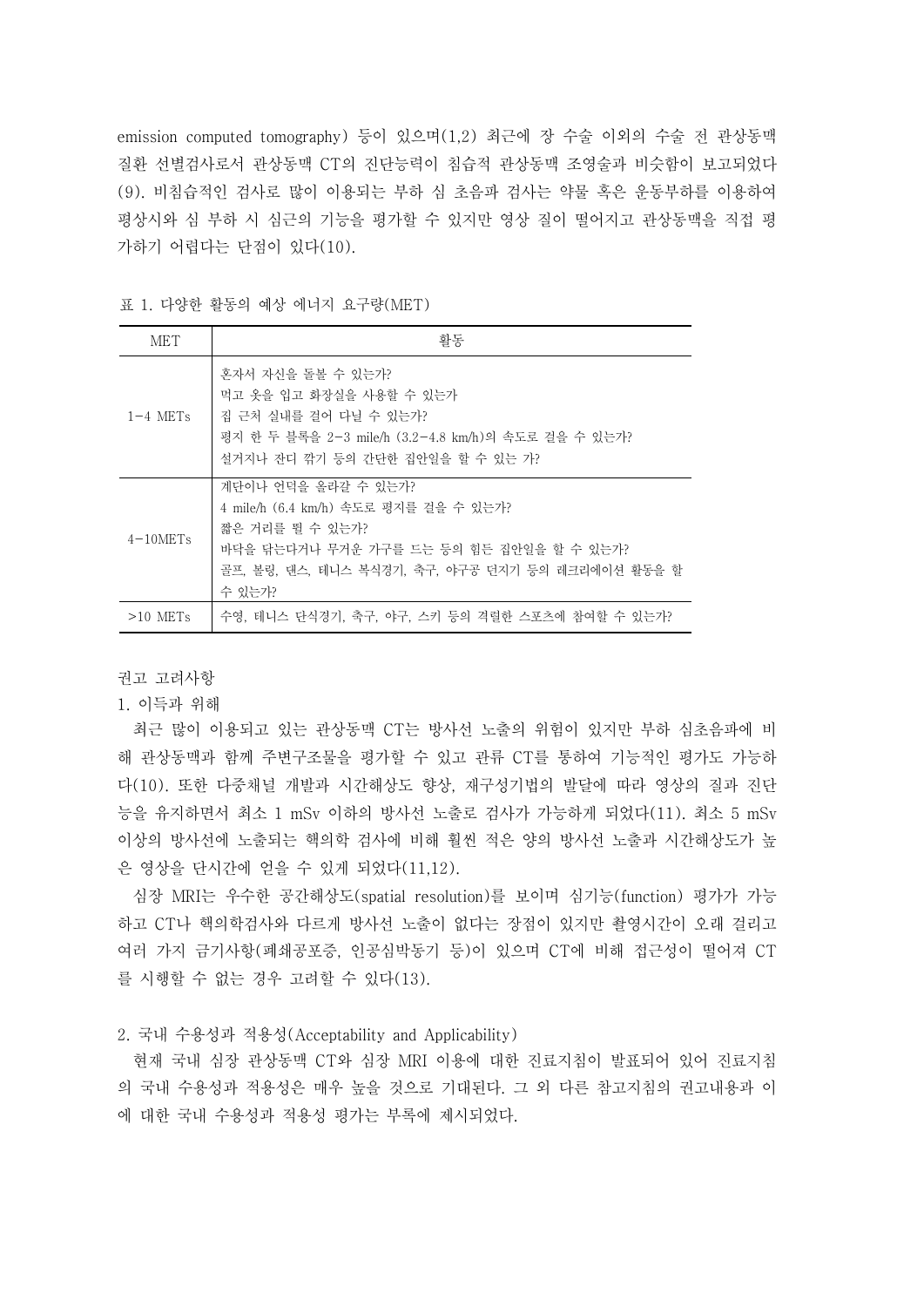emission computed tomography) 등이 있으며(1,2) 최근에 장 수술 이외의 수술 전 관상동맥 질환 선별검사로서 관상동맥 CT의 진단능력이 침습적 관상동맥 조영술과 비슷함이 보고되었다(9). 비침습적인 검사로 많이 이용되는 부하 심 초음파 검사는 약물 혹은 운동부하를 이용하여 평상시와 심 부하 시 심근의 기능을 평가할 수 있지만 영상 질이 떨어지고 관상동맥을 직접 평가하기 어렵다는 단점이 있다(10).

표 1. 다양한 활동의 예상 에너지 요구량(MET)

| MET | 활동 |
|---|---|
| 1-4 METs | 혼자서 자신을 돌볼 수 있는가?<br>먹고 옷을 입고 화장실을 사용할 수 있는가<br>집 근처 실내를 걸어 다닐 수 있는가?<br>평지 한 두 블록을 2-3 mile/h (3.2-4.8 km/h)의 속도로 걸을 수 있는가?<br>설거지나 잔디 깎기 등의 간단한 집안일을 할 수 있는 가? |
| 4-10METs | 계단이나 언덕을 올라갈 수 있는가?<br>4 mile/h (6.4 km/h) 속도로 평지를 걸을 수 있는가?<br>짧은 거리를 뛸 수 있는가?<br>바닥을 닦는다거나 무거운 가구를 드는 등의 힘든 집안일을 할 수 있는가?<br>골프, 볼링, 댄스, 테니스 복식경기, 축구, 야구공 던지기 등의 레크리에이션 활동을 할 수 있는가? |
| >10 METs | 수영, 테니스 단식경기, 축구, 야구, 스키 등의 격렬한 스포츠에 참여할 수 있는가? |

권고 고려사항

1. 이득과 위해

최근 많이 이용되고 있는 관상동맥 CT는 방사선 노출의 위험이 있지만 부하 심초음파에 비해 관상동맥과 함께 주변구조물을 평가할 수 있고 관류 CT를 통하여 기능적인 평가도 가능하다(10). 또한 다중채널 개발과 시간해상도 향상, 재구성기법의 발달에 따라 영상의 질과 진단능을 유지하면서 최소 1 mSv 이하의 방사선 노출로 검사가 가능하게 되었다(11). 최소 5 mSv 이상의 방사선에 노출되는 핵의학 검사에 비해 훨씬 적은 양의 방사선 노출과 시간해상도가 높은 영상을 단시간에 얻을 수 있게 되었다(11,12).

심장 MRI는 우수한 공간해상도(spatial resolution)를 보이며 심기능(function) 평가가 가능하고 CT나 핵의학검사와 다르게 방사선 노출이 없다는 장점이 있지만 촬영시간이 오래 걸리고 여러 가지 금기사항(폐쇄공포증, 인공심박동기 등)이 있으며 CT에 비해 접근성이 떨어져 CT를 시행할 수 없는 경우 고려할 수 있다(13).

2. 국내 수용성과 적용성(Acceptability and Applicability)

현재 국내 심장 관상동맥 CT와 심장 MRI 이용에 대한 진료지침이 발표되어 있어 진료지침의 국내 수용성과 적용성은 매우 높을 것으로 기대된다. 그 외 다른 참고지침의 권고내용과 이에 대한 국내 수용성과 적용성 평가는 부록에 제시되었다.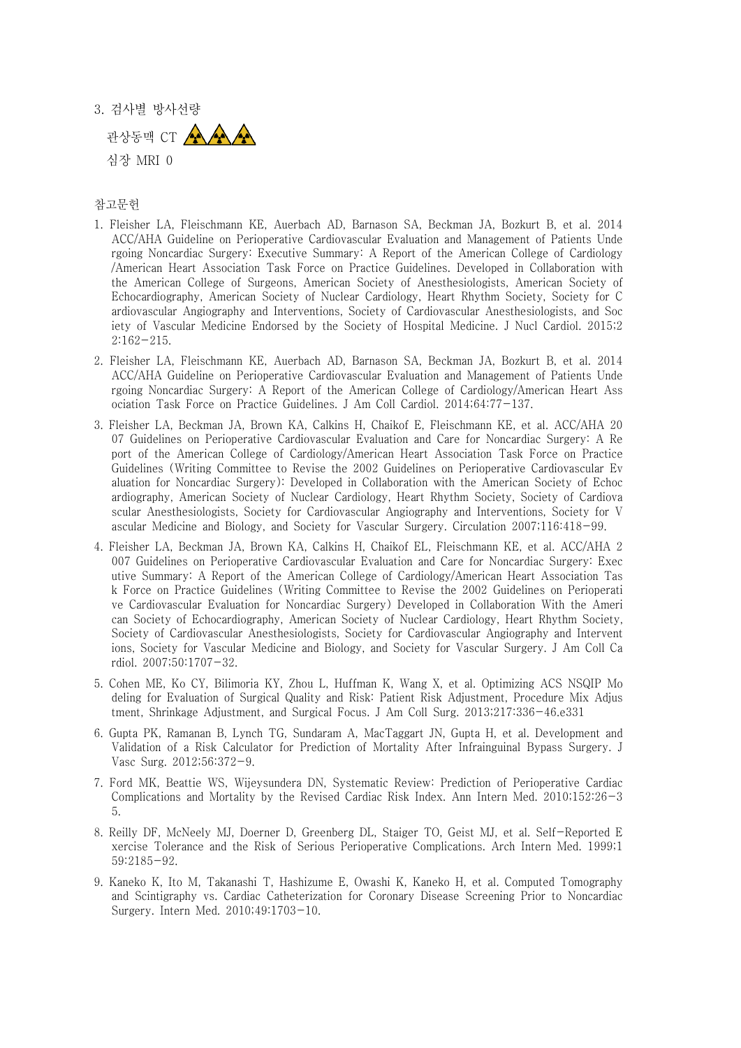3. 검사별 방사선량

관상동맥 CT ☢☢☢

심장 MRI 0

참고문헌

1. Fleisher LA, Fleischmann KE, Auerbach AD, Barnason SA, Beckman JA, Bozkurt B, et al. 2014 ACC/AHA Guideline on Perioperative Cardiovascular Evaluation and Management of Patients Undergoing Noncardiac Surgery: Executive Summary: A Report of the American College of Cardiology/American Heart Association Task Force on Practice Guidelines. Developed in Collaboration with the American College of Surgeons, American Society of Anesthesiologists, American Society of Echocardiography, American Society of Nuclear Cardiology, Heart Rhythm Society, Society for Cardiovascular Angiography and Interventions, Society of Cardiovascular Anesthesiologists, and Society of Vascular Medicine Endorsed by the Society of Hospital Medicine. J Nucl Cardiol. 2015;22:162–215.
2. Fleisher LA, Fleischmann KE, Auerbach AD, Barnason SA, Beckman JA, Bozkurt B, et al. 2014 ACC/AHA Guideline on Perioperative Cardiovascular Evaluation and Management of Patients Undergoing Noncardiac Surgery: A Report of the American College of Cardiology/American Heart Association Task Force on Practice Guidelines. J Am Coll Cardiol. 2014;64:77–137.
3. Fleisher LA, Beckman JA, Brown KA, Calkins H, Chaikof E, Fleischmann KE, et al. ACC/AHA 2007 Guidelines on Perioperative Cardiovascular Evaluation and Care for Noncardiac Surgery: A Report of the American College of Cardiology/American Heart Association Task Force on Practice Guidelines (Writing Committee to Revise the 2002 Guidelines on Perioperative Cardiovascular Evaluation for Noncardiac Surgery): Developed in Collaboration with the American Society of Echocardiography, American Society of Nuclear Cardiology, Heart Rhythm Society, Society of Cardiovascular Anesthesiologists, Society for Cardiovascular Angiography and Interventions, Society for Vascular Medicine and Biology, and Society for Vascular Surgery. Circulation 2007;116:418–99.
4. Fleisher LA, Beckman JA, Brown KA, Calkins H, Chaikof EL, Fleischmann KE, et al. ACC/AHA 2007 Guidelines on Perioperative Cardiovascular Evaluation and Care for Noncardiac Surgery: Executive Summary: A Report of the American College of Cardiology/American Heart Association Task Force on Practice Guidelines (Writing Committee to Revise the 2002 Guidelines on Perioperative Cardiovascular Evaluation for Noncardiac Surgery) Developed in Collaboration With the American Society of Echocardiography, American Society of Nuclear Cardiology, Heart Rhythm Society, Society of Cardiovascular Anesthesiologists, Society for Cardiovascular Angiography and Interventions, Society for Vascular Medicine and Biology, and Society for Vascular Surgery. J Am Coll Cardiol. 2007;50:1707–32.
5. Cohen ME, Ko CY, Bilimoria KY, Zhou L, Huffman K, Wang X, et al. Optimizing ACS NSQIP Modeling for Evaluation of Surgical Quality and Risk: Patient Risk Adjustment, Procedure Mix Adjustment, Shrinkage Adjustment, and Surgical Focus. J Am Coll Surg. 2013;217:336–46.e331
6. Gupta PK, Ramanan B, Lynch TG, Sundaram A, MacTaggart JN, Gupta H, et al. Development and Validation of a Risk Calculator for Prediction of Mortality After Infrainguinal Bypass Surgery. J Vasc Surg. 2012;56:372–9.
7. Ford MK, Beattie WS, Wijeysundera DN, Systematic Review: Prediction of Perioperative Cardiac Complications and Mortality by the Revised Cardiac Risk Index. Ann Intern Med. 2010;152:26–35.
8. Reilly DF, McNeely MJ, Doerner D, Greenberg DL, Staiger TO, Geist MJ, et al. Self-Reported Exercise Tolerance and the Risk of Serious Perioperative Complications. Arch Intern Med. 1999;159:2185–92.
9. Kaneko K, Ito M, Takanashi T, Hashizume E, Owashi K, Kaneko H, et al. Computed Tomography and Scintigraphy vs. Cardiac Catheterization for Coronary Disease Screening Prior to Noncardiac Surgery. Intern Med. 2010;49:1703–10.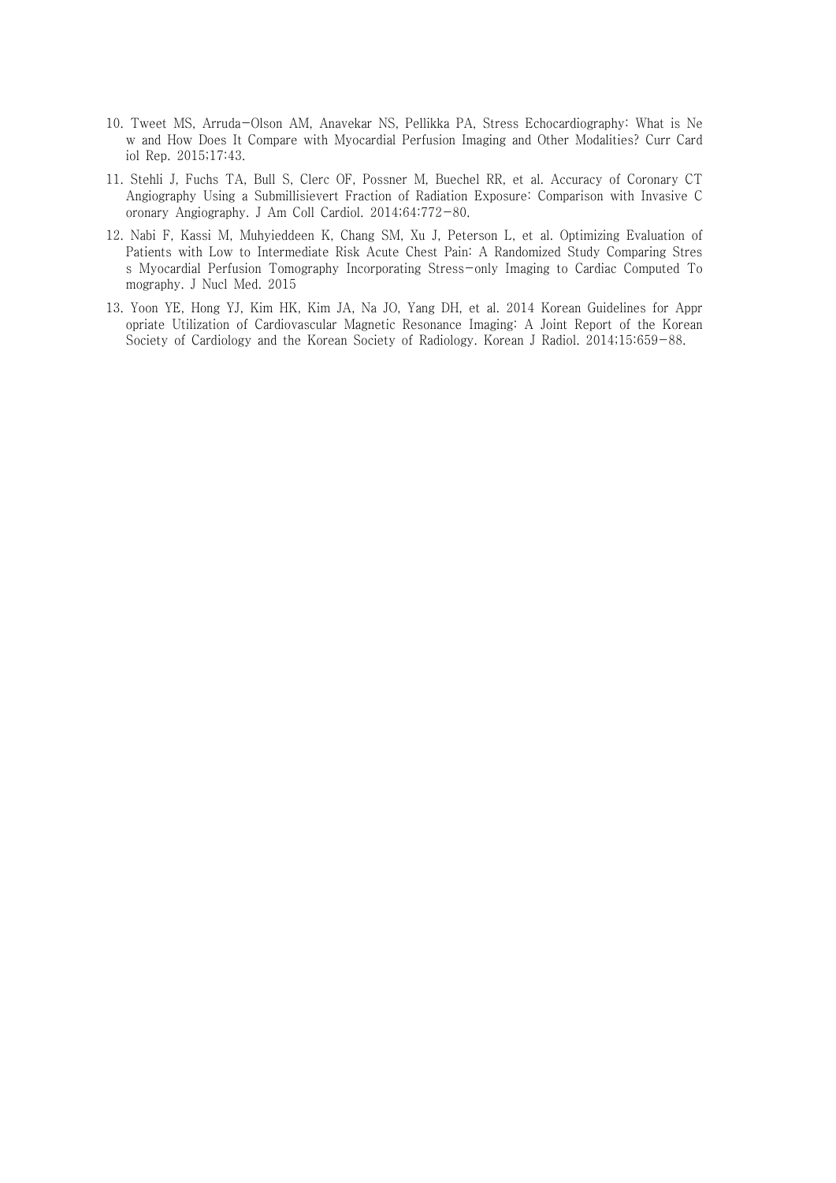10. Tweet MS, Arruda-Olson AM, Anavekar NS, Pellikka PA, Stress Echocardiography: What is New and How Does It Compare with Myocardial Perfusion Imaging and Other Modalities? Curr Cardiol Rep. 2015;17:43.
11. Stehli J, Fuchs TA, Bull S, Clerc OF, Possner M, Buechel RR, et al. Accuracy of Coronary CT Angiography Using a Submillisievert Fraction of Radiation Exposure: Comparison with Invasive Coronary Angiography. J Am Coll Cardiol. 2014;64:772-80.
12. Nabi F, Kassi M, Muhyieddeen K, Chang SM, Xu J, Peterson L, et al. Optimizing Evaluation of Patients with Low to Intermediate Risk Acute Chest Pain: A Randomized Study Comparing Stress Myocardial Perfusion Tomography Incorporating Stress-only Imaging to Cardiac Computed Tomography. J Nucl Med. 2015
13. Yoon YE, Hong YJ, Kim HK, Kim JA, Na JO, Yang DH, et al. 2014 Korean Guidelines for Appropriate Utilization of Cardiovascular Magnetic Resonance Imaging: A Joint Report of the Korean Society of Cardiology and the Korean Society of Radiology. Korean J Radiol. 2014;15:659-88.